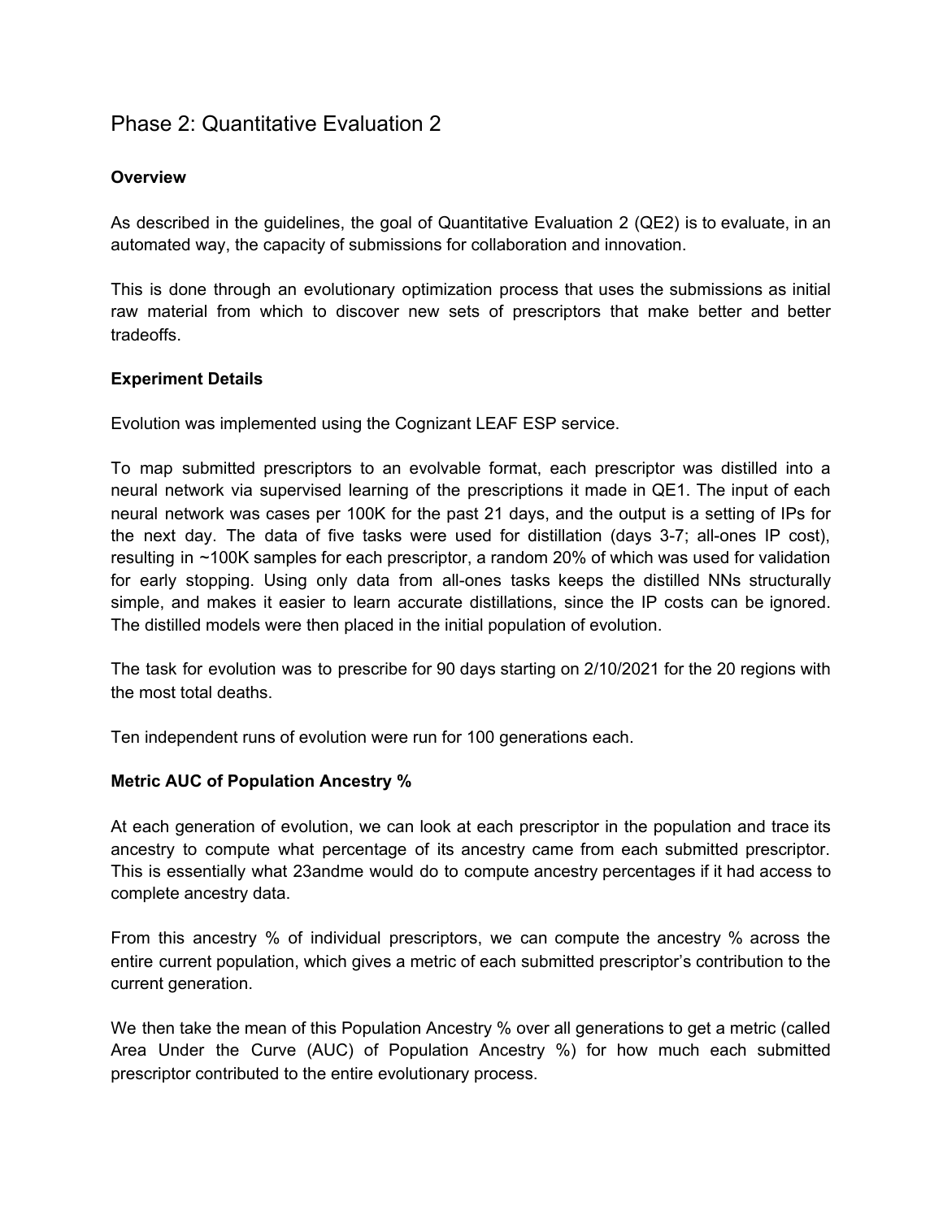# Phase 2: Quantitative Evaluation 2

**Overview**

As described in the guidelines, the goal of Quantitative Evaluation 2 (QE2) is to evaluate, in an automated way, the capacity of submissions for collaboration and innovation.

This is done through an evolutionary optimization process that uses the submissions as initial raw material from which to discover new sets of prescriptors that make better and better tradeoffs.

**Experiment Details**

Evolution was implemented using the Cognizant LEAF ESP service.

To map submitted prescriptors to an evolvable format, each prescriptor was distilled into a neural network via supervised learning of the prescriptions it made in QE1. The input of each neural network was cases per 100K for the past 21 days, and the output is a setting of IPs for the next day. The data of five tasks were used for distillation (days 3-7; all-ones IP cost), resulting in ~100K samples for each prescriptor, a random 20% of which was used for validation for early stopping. Using only data from all-ones tasks keeps the distilled NNs structurally simple, and makes it easier to learn accurate distillations, since the IP costs can be ignored. The distilled models were then placed in the initial population of evolution.

The task for evolution was to prescribe for 90 days starting on 2/10/2021 for the 20 regions with the most total deaths.

Ten independent runs of evolution were run for 100 generations each.

**Metric AUC of Population Ancestry %**

At each generation of evolution, we can look at each prescriptor in the population and trace its ancestry to compute what percentage of its ancestry came from each submitted prescriptor. This is essentially what 23andme would do to compute ancestry percentages if it had access to complete ancestry data.

From this ancestry % of individual prescriptors, we can compute the ancestry % across the entire current population, which gives a metric of each submitted prescriptor's contribution to the current generation.

We then take the mean of this Population Ancestry % over all generations to get a metric (called Area Under the Curve (AUC) of Population Ancestry %) for how much each submitted prescriptor contributed to the entire evolutionary process.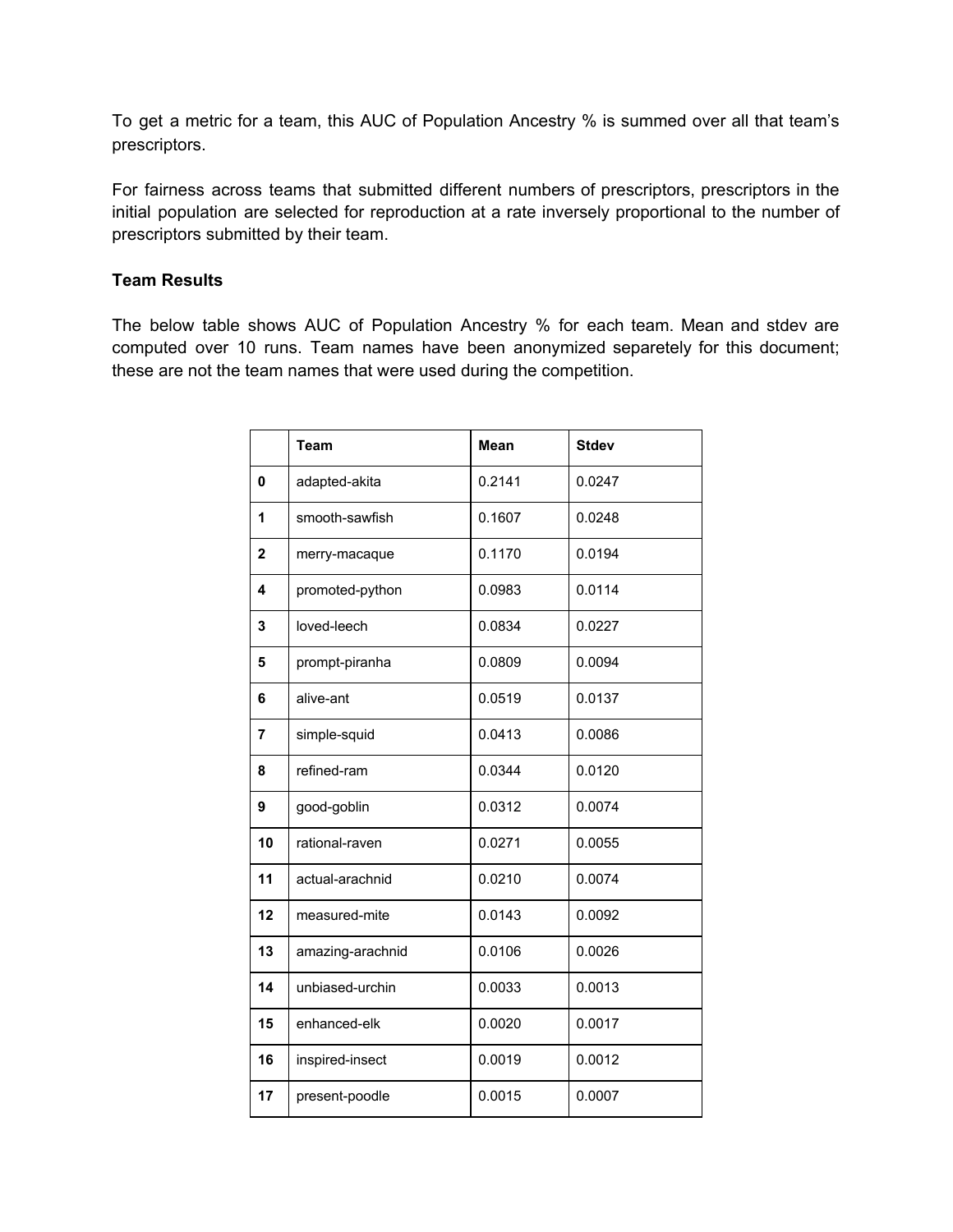To get a metric for a team, this AUC of Population Ancestry % is summed over all that team's prescriptors.

For fairness across teams that submitted different numbers of prescriptors, prescriptors in the initial population are selected for reproduction at a rate inversely proportional to the number of prescriptors submitted by their team.

**Team Results**

The below table shows AUC of Population Ancestry % for each team. Mean and stdev are computed over 10 runs. Team names have been anonymized separetely for this document; these are not the team names that were used during the competition.

| | Team | Mean | Stdev |
|---|---|---|---|
| **0** | adapted-akita | 0.2141 | 0.0247 |
| **1** | smooth-sawfish | 0.1607 | 0.0248 |
| **2** | merry-macaque | 0.1170 | 0.0194 |
| **4** | promoted-python | 0.0983 | 0.0114 |
| **3** | loved-leech | 0.0834 | 0.0227 |
| **5** | prompt-piranha | 0.0809 | 0.0094 |
| **6** | alive-ant | 0.0519 | 0.0137 |
| **7** | simple-squid | 0.0413 | 0.0086 |
| **8** | refined-ram | 0.0344 | 0.0120 |
| **9** | good-goblin | 0.0312 | 0.0074 |
| **10** | rational-raven | 0.0271 | 0.0055 |
| **11** | actual-arachnid | 0.0210 | 0.0074 |
| **12** | measured-mite | 0.0143 | 0.0092 |
| **13** | amazing-arachnid | 0.0106 | 0.0026 |
| **14** | unbiased-urchin | 0.0033 | 0.0013 |
| **15** | enhanced-elk | 0.0020 | 0.0017 |
| **16** | inspired-insect | 0.0019 | 0.0012 |
| **17** | present-poodle | 0.0015 | 0.0007 |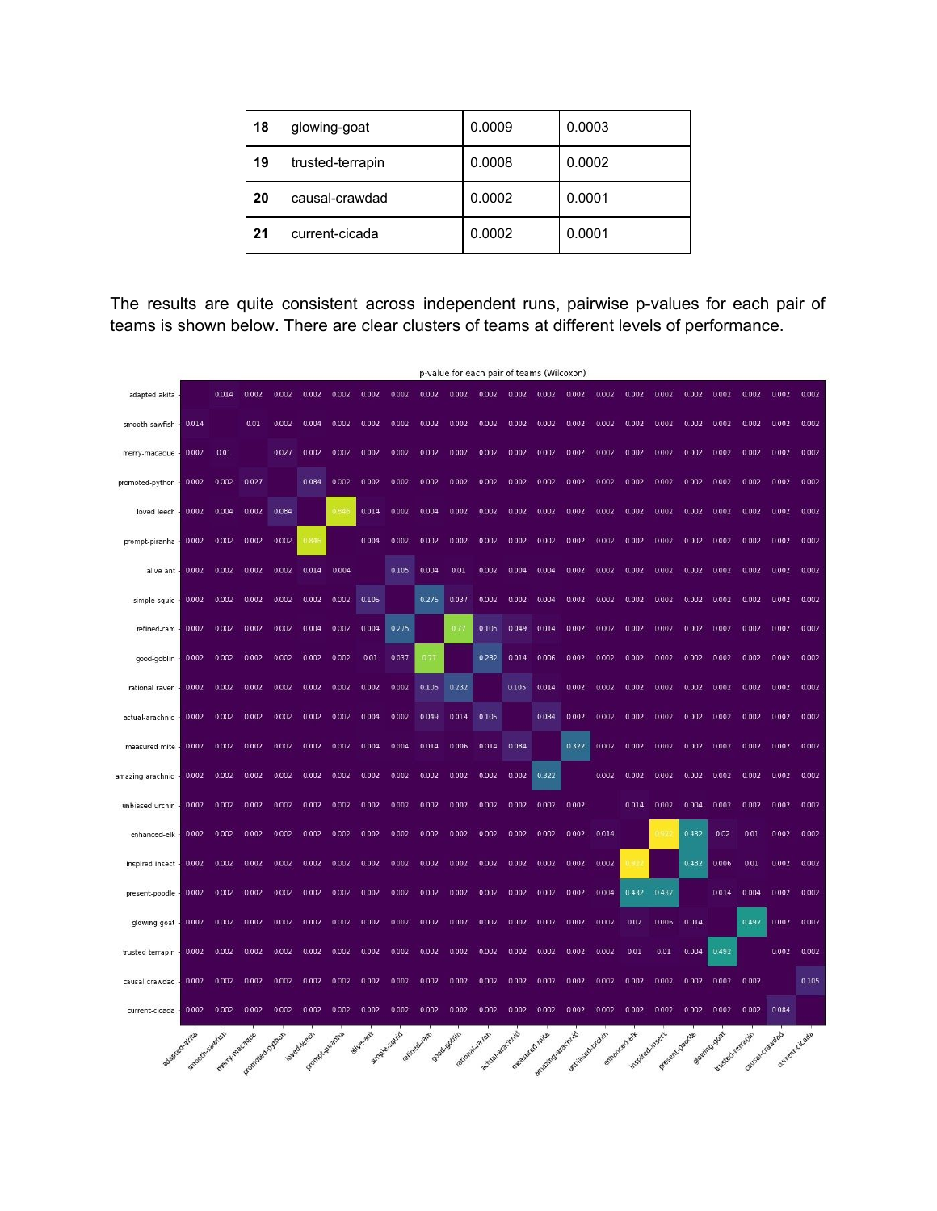| | | | |
|---|---|---|---|
| **18** | glowing-goat | 0.0009 | 0.0003 |
| **19** | trusted-terrapin | 0.0008 | 0.0002 |
| **20** | causal-crawdad | 0.0002 | 0.0001 |
| **21** | current-cicada | 0.0002 | 0.0001 |

The results are quite consistent across independent runs, pairwise p-values for each pair of teams is shown below. There are clear clusters of teams at different levels of performance.

p-value for each pair of teams (Wilcoxon)

| | adapted-akita | smooth-sawfish | merry-macaque | promoted-python | loved-leech | prompt-piranha | alive-ant | simple-squid | refined-ram | good-goblin | rational-raven | actual-arachnid | measured-mite | amazing-arachnid | unbiased-urchin | enhanced-elk | inspired-insect | present-poodle | glowing-goat | trusted-terrapin | causal-crawdad | current-cicada |
|---|---|---|---|---|---|---|---|---|---|---|---|---|---|---|---|---|---|---|---|---|---|---|
| adapted-akita | | 0.014 | 0.002 | 0.002 | 0.002 | 0.002 | 0.002 | 0.002 | 0.002 | 0.002 | 0.002 | 0.002 | 0.002 | 0.002 | 0.002 | 0.002 | 0.002 | 0.002 | 0.002 | 0.002 | 0.002 | 0.002 |
| smooth-sawfish | 0.014 | | 0.01 | 0.002 | 0.004 | 0.002 | 0.002 | 0.002 | 0.002 | 0.002 | 0.002 | 0.002 | 0.002 | 0.002 | 0.002 | 0.002 | 0.002 | 0.002 | 0.002 | 0.002 | 0.002 | 0.002 |
| merry-macaque | 0.002 | 0.01 | | 0.027 | 0.002 | 0.002 | 0.002 | 0.002 | 0.002 | 0.002 | 0.002 | 0.002 | 0.002 | 0.002 | 0.002 | 0.002 | 0.002 | 0.002 | 0.002 | 0.002 | 0.002 | 0.002 |
| promoted-python | 0.002 | 0.002 | 0.027 | | 0.084 | 0.002 | 0.002 | 0.002 | 0.002 | 0.002 | 0.002 | 0.002 | 0.002 | 0.002 | 0.002 | 0.002 | 0.002 | 0.002 | 0.002 | 0.002 | 0.002 | 0.002 |
| loved-leech | 0.002 | 0.004 | 0.002 | 0.084 | | 0.846 | 0.014 | 0.002 | 0.004 | 0.002 | 0.002 | 0.002 | 0.002 | 0.002 | 0.002 | 0.002 | 0.002 | 0.002 | 0.002 | 0.002 | 0.002 | 0.002 |
| prompt-piranha | 0.002 | 0.002 | 0.002 | 0.002 | 0.846 | | 0.004 | 0.002 | 0.002 | 0.002 | 0.002 | 0.002 | 0.002 | 0.002 | 0.002 | 0.002 | 0.002 | 0.002 | 0.002 | 0.002 | 0.002 | 0.002 |
| alive-ant | 0.002 | 0.002 | 0.002 | 0.002 | 0.014 | 0.004 | | 0.105 | 0.004 | 0.01 | 0.002 | 0.004 | 0.004 | 0.002 | 0.002 | 0.002 | 0.002 | 0.002 | 0.002 | 0.002 | 0.002 | 0.002 |
| simple-squid | 0.002 | 0.002 | 0.002 | 0.002 | 0.002 | 0.002 | 0.105 | | 0.275 | 0.037 | 0.002 | 0.002 | 0.004 | 0.002 | 0.002 | 0.002 | 0.002 | 0.002 | 0.002 | 0.002 | 0.002 | 0.002 |
| refined-ram | 0.002 | 0.002 | 0.002 | 0.002 | 0.004 | 0.002 | 0.004 | 0.275 | | 0.77 | 0.105 | 0.049 | 0.014 | 0.002 | 0.002 | 0.002 | 0.002 | 0.002 | 0.002 | 0.002 | 0.002 | 0.002 |
| good-goblin | 0.002 | 0.002 | 0.002 | 0.002 | 0.002 | 0.002 | 0.01 | 0.037 | 0.77 | | 0.232 | 0.014 | 0.006 | 0.002 | 0.002 | 0.002 | 0.002 | 0.002 | 0.002 | 0.002 | 0.002 | 0.002 |
| rational-raven | 0.002 | 0.002 | 0.002 | 0.002 | 0.002 | 0.002 | 0.002 | 0.002 | 0.105 | 0.232 | | 0.105 | 0.014 | 0.002 | 0.002 | 0.002 | 0.002 | 0.002 | 0.002 | 0.002 | 0.002 | 0.002 |
| actual-arachnid | 0.002 | 0.002 | 0.002 | 0.002 | 0.002 | 0.002 | 0.004 | 0.002 | 0.049 | 0.014 | 0.105 | | 0.084 | 0.002 | 0.002 | 0.002 | 0.002 | 0.002 | 0.002 | 0.002 | 0.002 | 0.002 |
| measured-mite | 0.002 | 0.002 | 0.002 | 0.002 | 0.002 | 0.002 | 0.004 | 0.004 | 0.014 | 0.006 | 0.014 | 0.084 | | 0.322 | 0.002 | 0.002 | 0.002 | 0.002 | 0.002 | 0.002 | 0.002 | 0.002 |
| amazing-arachnid | 0.002 | 0.002 | 0.002 | 0.002 | 0.002 | 0.002 | 0.002 | 0.002 | 0.002 | 0.002 | 0.002 | 0.002 | 0.322 | | 0.002 | 0.002 | 0.002 | 0.002 | 0.002 | 0.002 | 0.002 | 0.002 |
| unbiased-urchin | 0.002 | 0.002 | 0.002 | 0.002 | 0.002 | 0.002 | 0.002 | 0.002 | 0.002 | 0.002 | 0.002 | 0.002 | 0.002 | 0.002 | | 0.014 | 0.002 | 0.004 | 0.002 | 0.002 | 0.002 | 0.002 |
| enhanced-elk | 0.002 | 0.002 | 0.002 | 0.002 | 0.002 | 0.002 | 0.002 | 0.002 | 0.002 | 0.002 | 0.002 | 0.002 | 0.002 | 0.002 | 0.014 | | 0.922 | 0.432 | 0.02 | 0.01 | 0.002 | 0.002 |
| inspired-insect | 0.002 | 0.002 | 0.002 | 0.002 | 0.002 | 0.002 | 0.002 | 0.002 | 0.002 | 0.002 | 0.002 | 0.002 | 0.002 | 0.002 | 0.002 | 0.922 | | 0.432 | 0.006 | 0.01 | 0.002 | 0.002 |
| present-poodle | 0.002 | 0.002 | 0.002 | 0.002 | 0.002 | 0.002 | 0.002 | 0.002 | 0.002 | 0.002 | 0.002 | 0.002 | 0.002 | 0.002 | 0.004 | 0.432 | 0.432 | | 0.014 | 0.004 | 0.002 | 0.002 |
| glowing-goat | 0.002 | 0.002 | 0.002 | 0.002 | 0.002 | 0.002 | 0.002 | 0.002 | 0.002 | 0.002 | 0.002 | 0.002 | 0.002 | 0.002 | 0.002 | 0.02 | 0.006 | 0.014 | | 0.492 | 0.002 | 0.002 |
| trusted-terrapin | 0.002 | 0.002 | 0.002 | 0.002 | 0.002 | 0.002 | 0.002 | 0.002 | 0.002 | 0.002 | 0.002 | 0.002 | 0.002 | 0.002 | 0.002 | 0.01 | 0.01 | 0.004 | 0.492 | | 0.002 | 0.002 |
| causal-crawdad | 0.002 | 0.002 | 0.002 | 0.002 | 0.002 | 0.002 | 0.002 | 0.002 | 0.002 | 0.002 | 0.002 | 0.002 | 0.002 | 0.002 | 0.002 | 0.002 | 0.002 | 0.002 | 0.002 | 0.002 | | 0.105 |
| current-cicada | 0.002 | 0.002 | 0.002 | 0.002 | 0.002 | 0.002 | 0.002 | 0.002 | 0.002 | 0.002 | 0.002 | 0.002 | 0.002 | 0.002 | 0.002 | 0.002 | 0.002 | 0.002 | 0.002 | 0.002 | 0.084 | |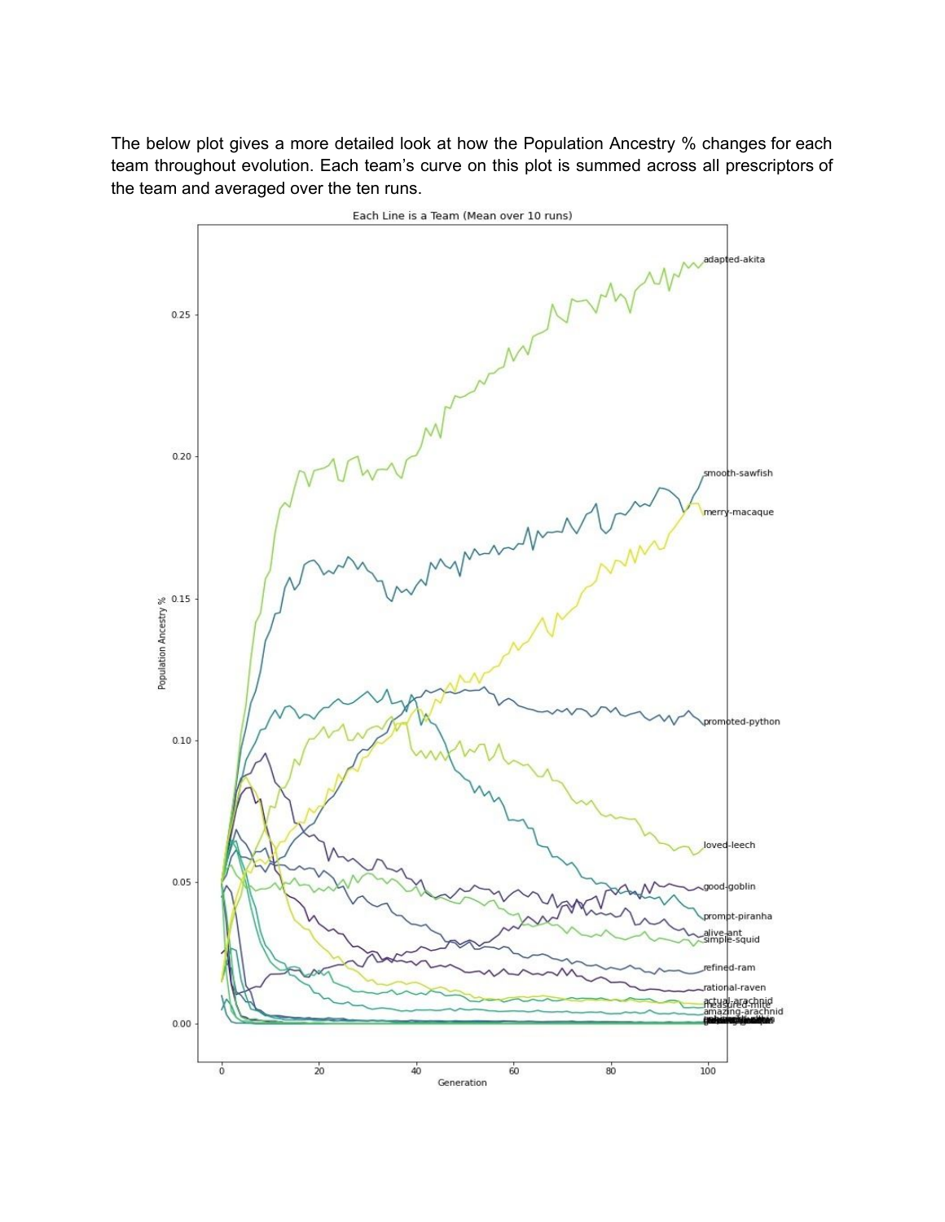The below plot gives a more detailed look at how the Population Ancestry % changes for each team throughout evolution. Each team's curve on this plot is summed across all prescriptors of the team and averaged over the ten runs.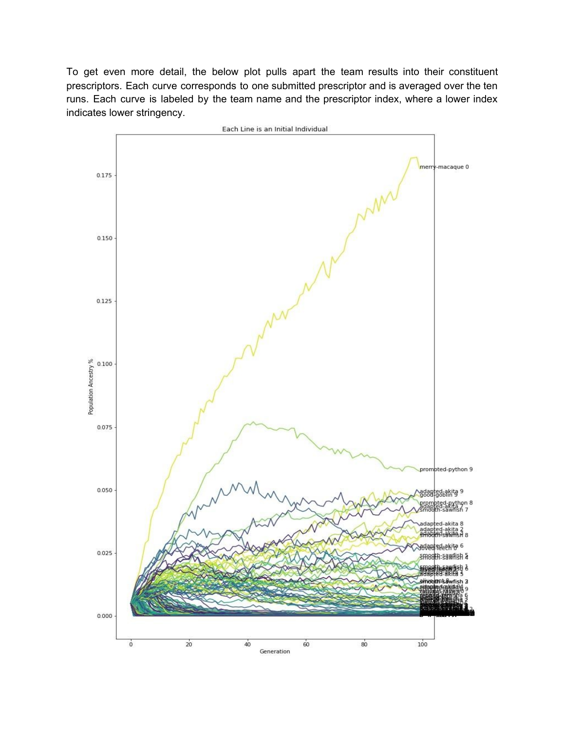To get even more detail, the below plot pulls apart the team results into their constituent prescriptors. Each curve corresponds to one submitted prescriptor and is averaged over the ten runs. Each curve is labeled by the team name and the prescriptor index, where a lower index indicates lower stringency.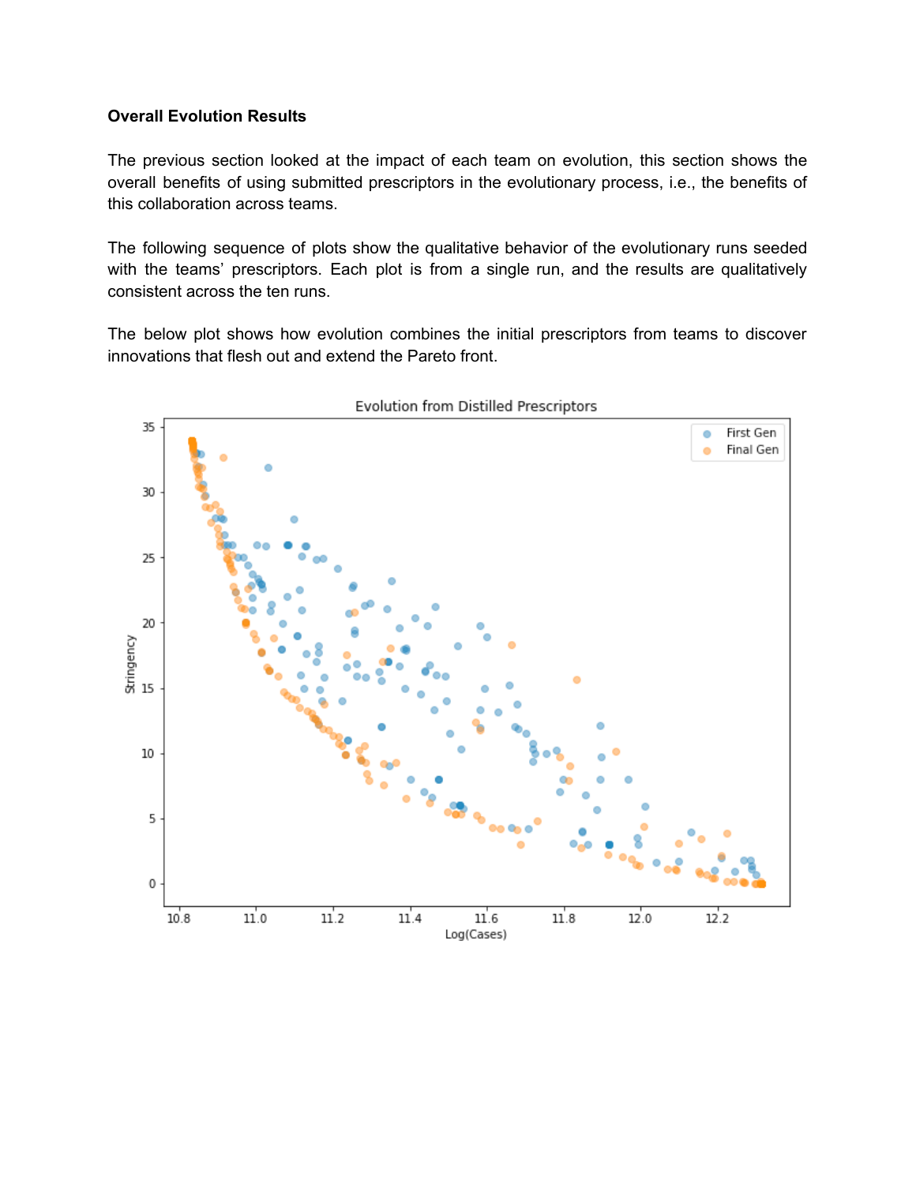**Overall Evolution Results**

The previous section looked at the impact of each team on evolution, this section shows the overall benefits of using submitted prescriptors in the evolutionary process, i.e., the benefits of this collaboration across teams.

The following sequence of plots show the qualitative behavior of the evolutionary runs seeded with the teams' prescriptors. Each plot is from a single run, and the results are qualitatively consistent across the ten runs.

The below plot shows how evolution combines the initial prescriptors from teams to discover innovations that flesh out and extend the Pareto front.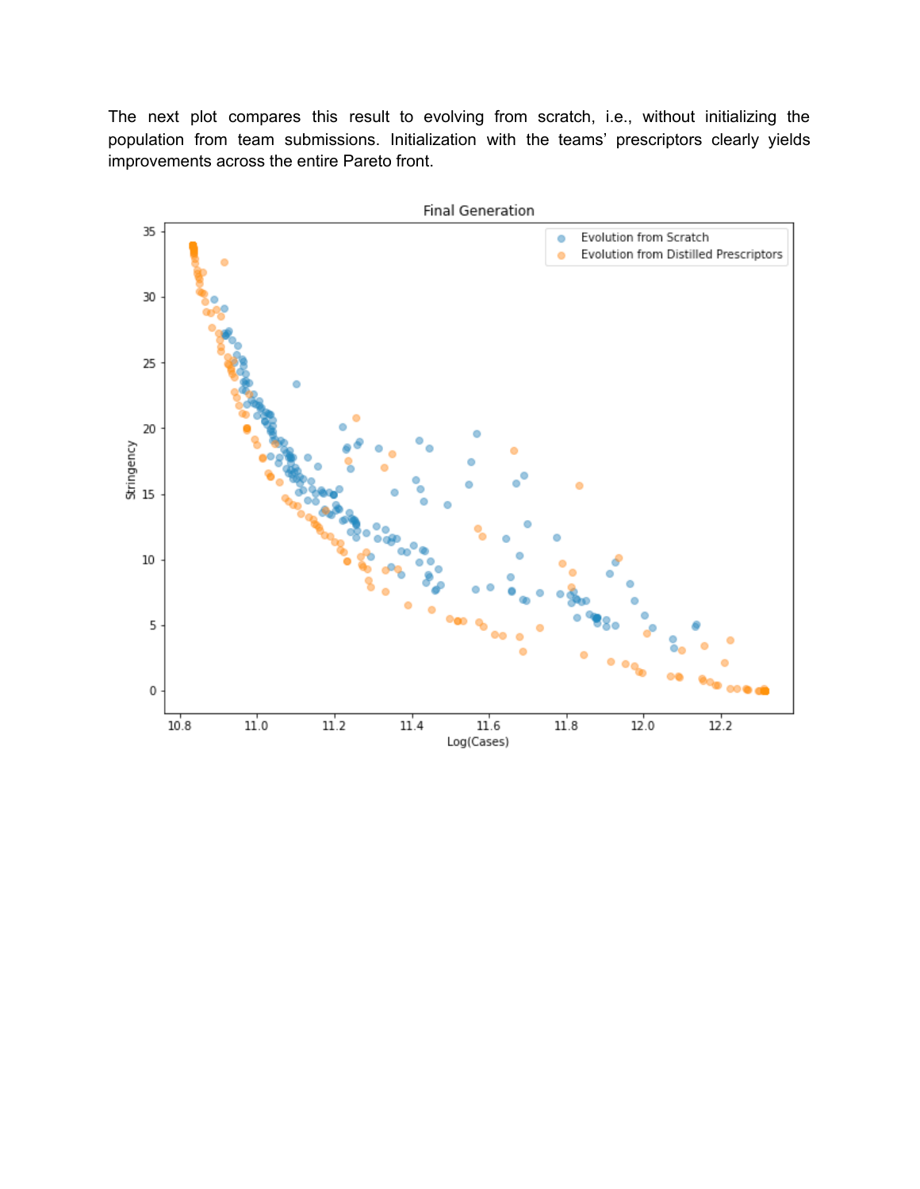The next plot compares this result to evolving from scratch, i.e., without initializing the population from team submissions. Initialization with the teams' prescriptors clearly yields improvements across the entire Pareto front.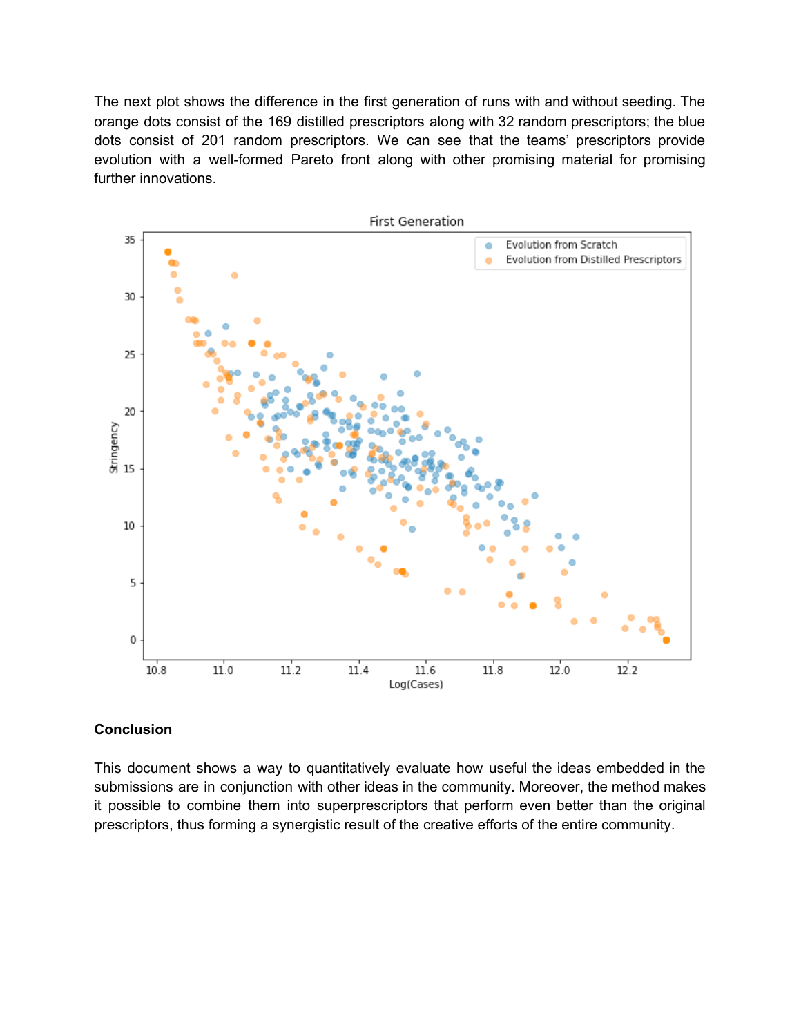The next plot shows the difference in the first generation of runs with and without seeding. The orange dots consist of the 169 distilled prescriptors along with 32 random prescriptors; the blue dots consist of 201 random prescriptors. We can see that the teams' prescriptors provide evolution with a well-formed Pareto front along with other promising material for promising further innovations.

First Generation

Evolution from Scratch
Evolution from Distilled Prescriptors

Stringency

35
30
25
20
15
10
5
0

10.8
11.0
11.2
11.4
11.6
11.8
12.0
12.2

Log(Cases)

## Conclusion

This document shows a way to quantitatively evaluate how useful the ideas embedded in the submissions are in conjunction with other ideas in the community. Moreover, the method makes it possible to combine them into superprescriptors that perform even better than the original prescriptors, thus forming a synergistic result of the creative efforts of the entire community.